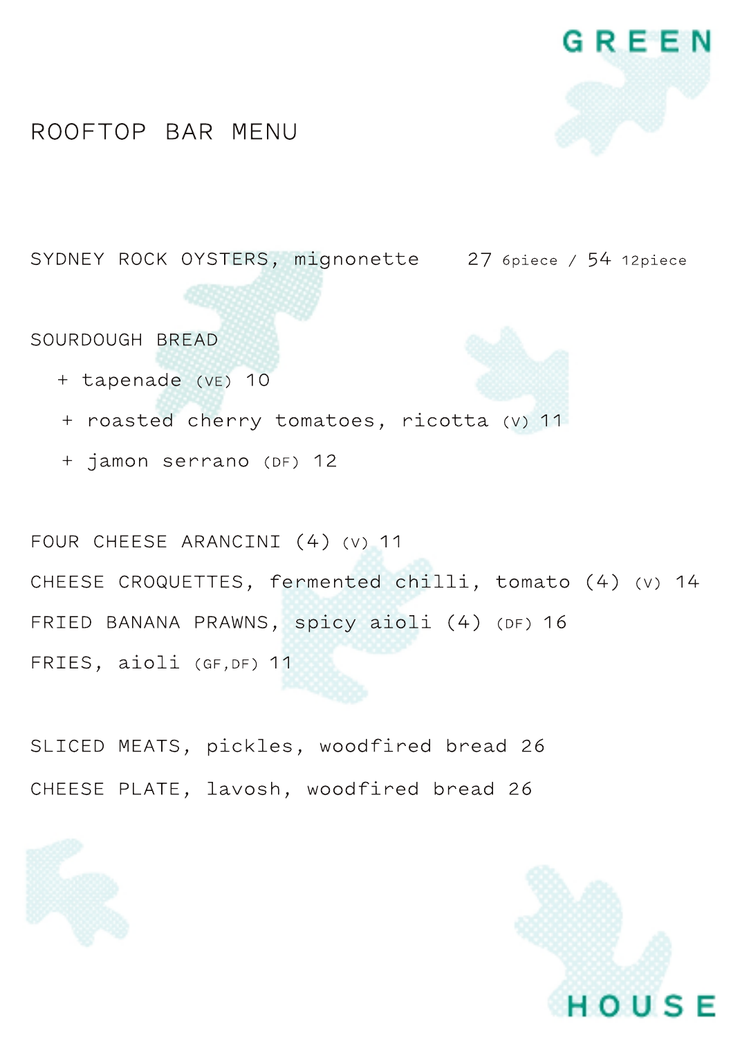GREEN HOUSE

# ROOFTOP BAR MENU

SYDNEY ROCK OYSTERS, mignonette 27 6piece / 54 12piece

SOURDOUGH BREAD

- + tapenade (VE) 10
- + roasted cherry tomatoes, ricotta (V) 11
- + jamon serrano (DF) 12

FOUR CHEESE ARANCINI (4) (V) 11

CHEESE CROQUETTES, fermented chilli, tomato (4) (V) 14

FRIED BANANA PRAWNS, spicy aioli (4) (DF) 16

FRIES, aioli (GF,DF) 11

SLICED MEATS, pickles, woodfired bread 26

CHEESE PLATE, lavosh, woodfired bread 26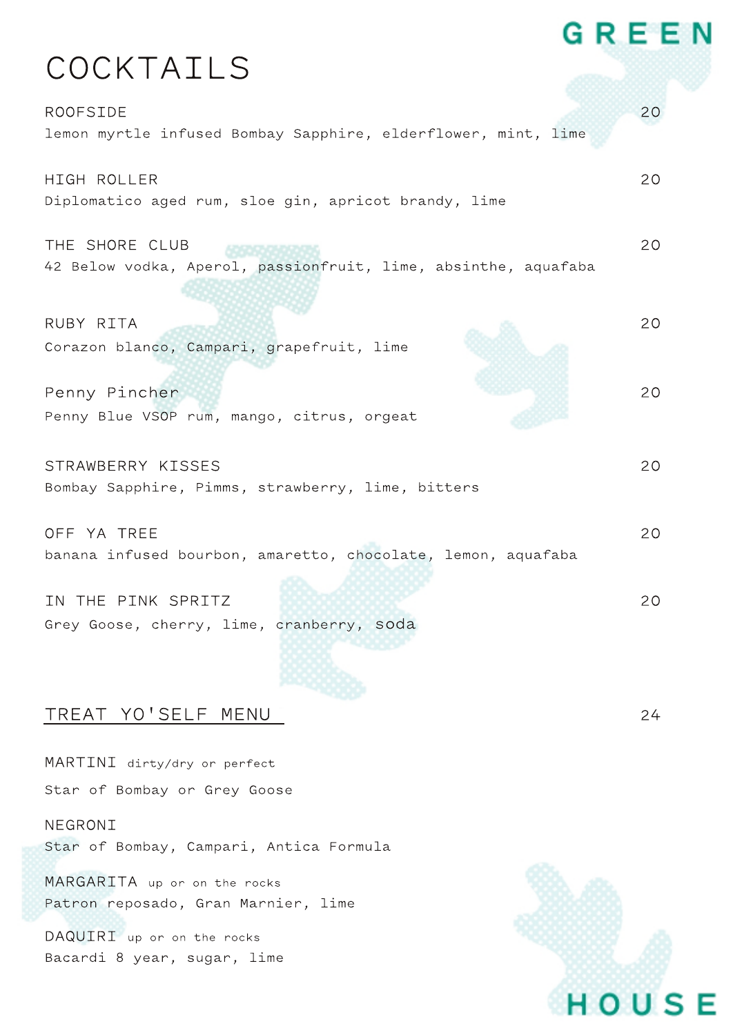# COCKTAILS

**ROOFSIDE** — 20
lemon myrtle infused Bombay Sapphire, elderflower, mint, lime

**HIGH ROLLER** — 20
Diplomatico aged rum, sloe gin, apricot brandy, lime

**THE SHORE CLUB** — 20
42 Below vodka, Aperol, passionfruit, lime, absinthe, aquafaba

**RUBY RITA** — 20
Corazon blanco, Campari, grapefruit, lime

**Penny Pincher** — 20
Penny Blue VSOP rum, mango, citrus, orgeat

**STRAWBERRY KISSES** — 20
Bombay Sapphire, Pimms, strawberry, lime, bitters

**OFF YA TREE** — 20
banana infused bourbon, amaretto, chocolate, lemon, aquafaba

**IN THE PINK SPRITZ** — 20
Grey Goose, cherry, lime, cranberry, soda

## TREAT YO'SELF MENU — 24

**MARTINI** dirty/dry or perfect
Star of Bombay or Grey Goose

**NEGRONI**
Star of Bombay, Campari, Antica Formula

**MARGARITA** up or on the rocks
Patron reposado, Gran Marnier, lime

**DAQUIRI** up or on the rocks
Bacardi 8 year, sugar, lime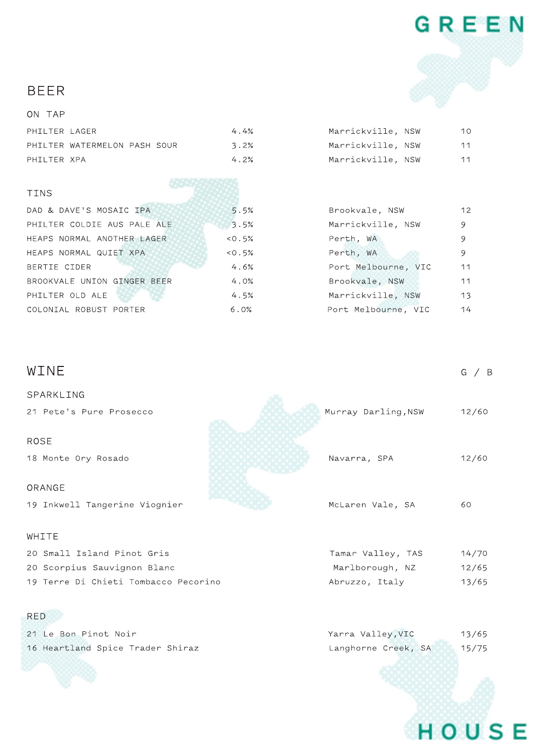GREEN HOUSE

# BEER

## ON TAP

| | | | |
|---|---|---|---|
| PHILTER LAGER | 4.4% | Marrickville, NSW | 10 |
| PHILTER WATERMELON PASH SOUR | 3.2% | Marrickville, NSW | 11 |
| PHILTER XPA | 4.2% | Marrickville, NSW | 11 |

## TINS

| | | | |
|---|---|---|---|
| DAD & DAVE'S MOSAIC IPA | 5.5% | Brookvale, NSW | 12 |
| PHILTER COLDIE AUS PALE ALE | 3.5% | Marrickville, NSW | 9 |
| HEAPS NORMAL ANOTHER LAGER | <0.5% | Perth, WA | 9 |
| HEAPS NORMAL QUIET XPA | <0.5% | Perth, WA | 9 |
| BERTIE CIDER | 4.6% | Port Melbourne, VIC | 11 |
| BROOKVALE UNION GINGER BEER | 4.0% | Brookvale, NSW | 11 |
| PHILTER OLD ALE | 4.5% | Marrickville, NSW | 13 |
| COLONIAL ROBUST PORTER | 6.0% | Port Melbourne, VIC | 14 |

# WINE

G / B

## SPARKLING

| | | |
|---|---|---|
| 21 Pete's Pure Prosecco | Murray Darling,NSW | 12/60 |

## ROSE

| | | |
|---|---|---|
| 18 Monte Ory Rosado | Navarra, SPA | 12/60 |

## ORANGE

| | | |
|---|---|---|
| 19 Inkwell Tangerine Viognier | McLaren Vale, SA | 60 |

## WHITE

| | | |
|---|---|---|
| 20 Small Island Pinot Gris | Tamar Valley, TAS | 14/70 |
| 20 Scorpius Sauvignon Blanc | Marlborough, NZ | 12/65 |
| 19 Terre Di Chieti Tombacco Pecorino | Abruzzo, Italy | 13/65 |

## RED

| | | |
|---|---|---|
| 21 Le Bon Pinot Noir | Yarra Valley,VIC | 13/65 |
| 16 Heartland Spice Trader Shiraz | Langhorne Creek, SA | 15/75 |